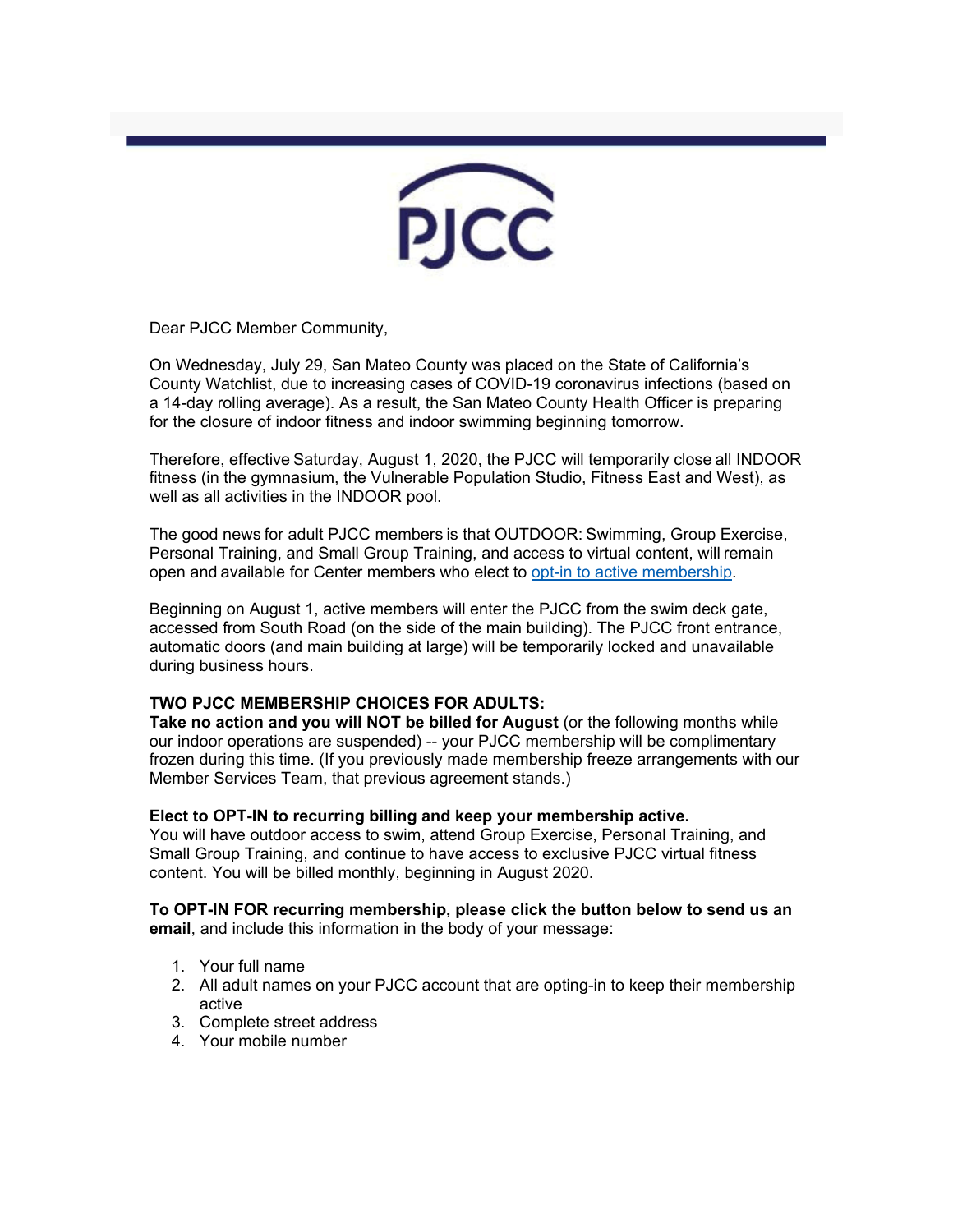PJCC

Dear PJCC Member Community,

On Wednesday, July 29, San Mateo County was placed on the State of California's County Watchlist, due to increasing cases of COVID-19 coronavirus infections (based on a 14-day rolling average). As a result, the San Mateo County Health Officer is preparing for the closure of indoor fitness and indoor swimming beginning tomorrow.

Therefore, effective Saturday, August 1, 2020, the PJCC will temporarily close all INDOOR fitness (in the gymnasium, the Vulnerable Population Studio, Fitness East and West), as well as all activities in the INDOOR pool.

The good news for adult PJCC members is that OUTDOOR: Swimming, Group Exercise, Personal Training, and Small Group Training, and access to virtual content, will remain open and available for Center members who elect to [opt-in to active membership](#).

Beginning on August 1, active members will enter the PJCC from the swim deck gate, accessed from South Road (on the side of the main building). The PJCC front entrance, automatic doors (and main building at large) will be temporarily locked and unavailable during business hours.

**TWO PJCC MEMBERSHIP CHOICES FOR ADULTS:**
**Take no action and you will NOT be billed for August** (or the following months while our indoor operations are suspended) -- your PJCC membership will be complimentary frozen during this time. (If you previously made membership freeze arrangements with our Member Services Team, that previous agreement stands.)

**Elect to OPT-IN to recurring billing and keep your membership active.**
You will have outdoor access to swim, attend Group Exercise, Personal Training, and Small Group Training, and continue to have access to exclusive PJCC virtual fitness content. You will be billed monthly, beginning in August 2020.

**To OPT-IN FOR recurring membership, please click the button below to send us an email**, and include this information in the body of your message:

1. Your full name
2. All adult names on your PJCC account that are opting-in to keep their membership active
3. Complete street address
4. Your mobile number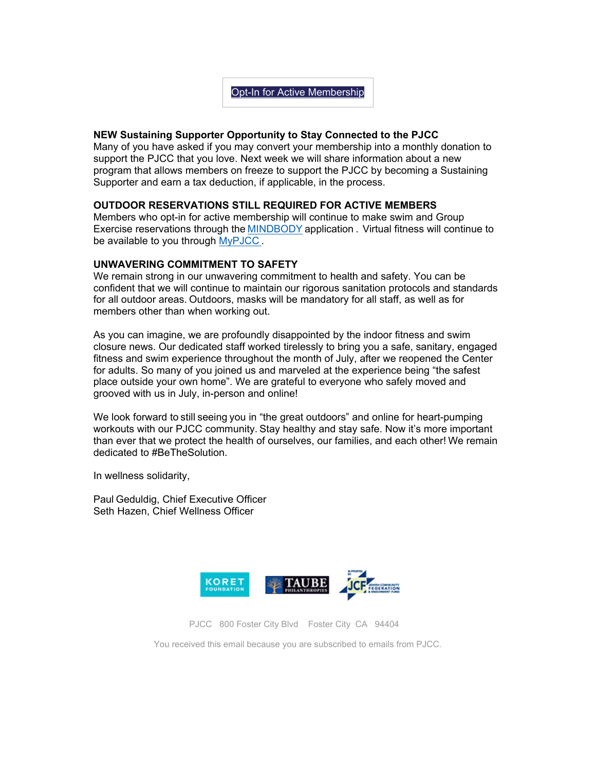Opt-In for Active Membership

**NEW Sustaining Supporter Opportunity to Stay Connected to the PJCC**
Many of you have asked if you may convert your membership into a monthly donation to support the PJCC that you love. Next week we will share information about a new program that allows members on freeze to support the PJCC by becoming a Sustaining Supporter and earn a tax deduction, if applicable, in the process.

**OUTDOOR RESERVATIONS STILL REQUIRED FOR ACTIVE MEMBERS**
Members who opt-in for active membership will continue to make swim and Group Exercise reservations through the MINDBODY application . Virtual fitness will continue to be available to you through MyPJCC .

**UNWAVERING COMMITMENT TO SAFETY**
We remain strong in our unwavering commitment to health and safety. You can be confident that we will continue to maintain our rigorous sanitation protocols and standards for all outdoor areas. Outdoors, masks will be mandatory for all staff, as well as for members other than when working out.

As you can imagine, we are profoundly disappointed by the indoor fitness and swim closure news. Our dedicated staff worked tirelessly to bring you a safe, sanitary, engaged fitness and swim experience throughout the month of July, after we reopened the Center for adults. So many of you joined us and marveled at the experience being “the safest place outside your own home”. We are grateful to everyone who safely moved and grooved with us in July, in-person and online!

We look forward to still seeing you in “the great outdoors” and online for heart-pumping workouts with our PJCC community. Stay healthy and stay safe. Now it’s more important than ever that we protect the health of ourselves, our families, and each other! We remain dedicated to #BeTheSolution.

In wellness solidarity,

Paul Geduldig, Chief Executive Officer
Seth Hazen, Chief Wellness Officer

KORET FOUNDATION TAUBE PHILANTHROPIES JCF JEWISH COMMUNITY FEDERATION & ENDOWMENT FUND

PJCC 800 Foster City Blvd Foster City CA 94404

You received this email because you are subscribed to emails from PJCC.